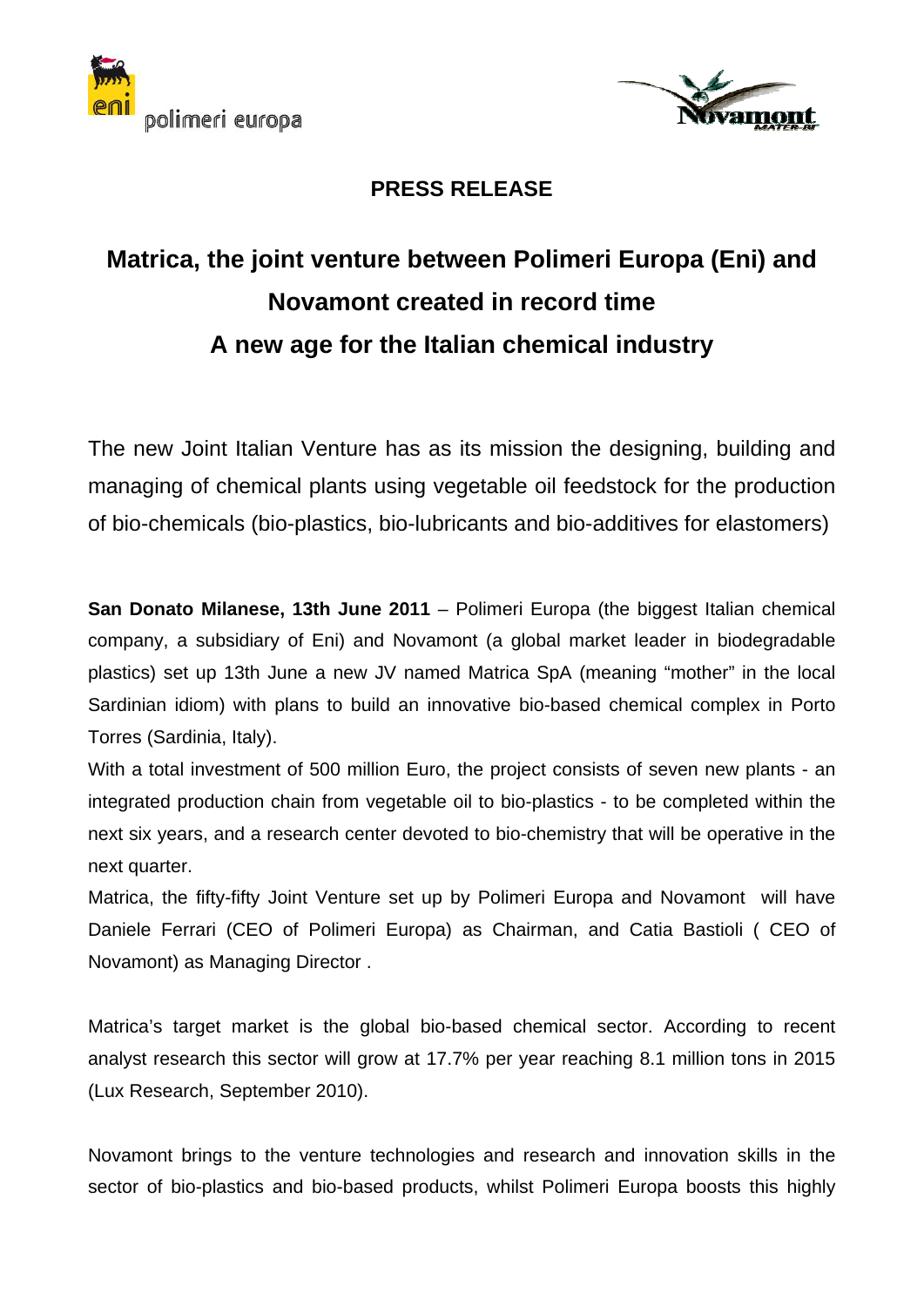**PRESS RELEASE**

# Matrica, the joint venture between Polimeri Europa (Eni) and Novamont created in record time
# A new age for the Italian chemical industry

The new Joint Italian Venture has as its mission the designing, building and managing of chemical plants using vegetable oil feedstock for the production of bio-chemicals (bio-plastics, bio-lubricants and bio-additives for elastomers)

**San Donato Milanese, 13th June 2011** – Polimeri Europa (the biggest Italian chemical company, a subsidiary of Eni) and Novamont (a global market leader in biodegradable plastics) set up 13th June a new JV named Matrica SpA (meaning "mother" in the local Sardinian idiom) with plans to build an innovative bio-based chemical complex in Porto Torres (Sardinia, Italy).

With a total investment of 500 million Euro, the project consists of seven new plants - an integrated production chain from vegetable oil to bio-plastics - to be completed within the next six years, and a research center devoted to bio-chemistry that will be operative in the next quarter.

Matrica, the fifty-fifty Joint Venture set up by Polimeri Europa and Novamont will have Daniele Ferrari (CEO of Polimeri Europa) as Chairman, and Catia Bastioli ( CEO of Novamont) as Managing Director .

Matrica's target market is the global bio-based chemical sector. According to recent analyst research this sector will grow at 17.7% per year reaching 8.1 million tons in 2015 (Lux Research, September 2010).

Novamont brings to the venture technologies and research and innovation skills in the sector of bio-plastics and bio-based products, whilst Polimeri Europa boosts this highly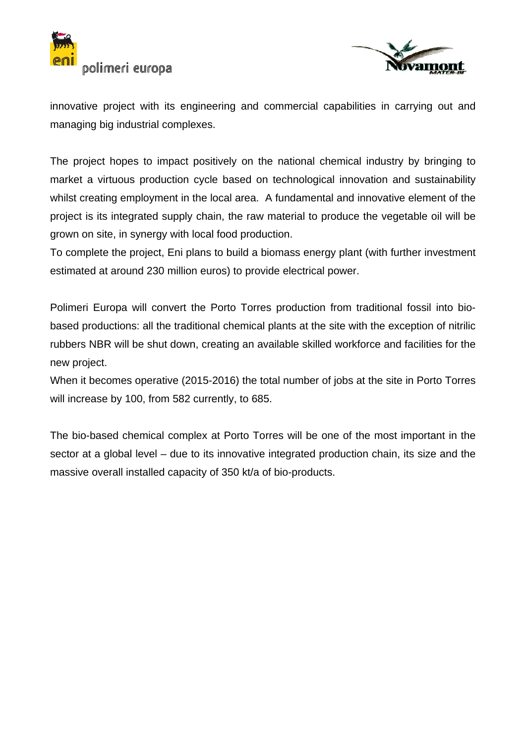innovative project with its engineering and commercial capabilities in carrying out and managing big industrial complexes.

The project hopes to impact positively on the national chemical industry by bringing to market a virtuous production cycle based on technological innovation and sustainability whilst creating employment in the local area. A fundamental and innovative element of the project is its integrated supply chain, the raw material to produce the vegetable oil will be grown on site, in synergy with local food production.
To complete the project, Eni plans to build a biomass energy plant (with further investment estimated at around 230 million euros) to provide electrical power.

Polimeri Europa will convert the Porto Torres production from traditional fossil into bio-based productions: all the traditional chemical plants at the site with the exception of nitrilic rubbers NBR will be shut down, creating an available skilled workforce and facilities for the new project.
When it becomes operative (2015-2016) the total number of jobs at the site in Porto Torres will increase by 100, from 582 currently, to 685.

The bio-based chemical complex at Porto Torres will be one of the most important in the sector at a global level – due to its innovative integrated production chain, its size and the massive overall installed capacity of 350 kt/a of bio-products.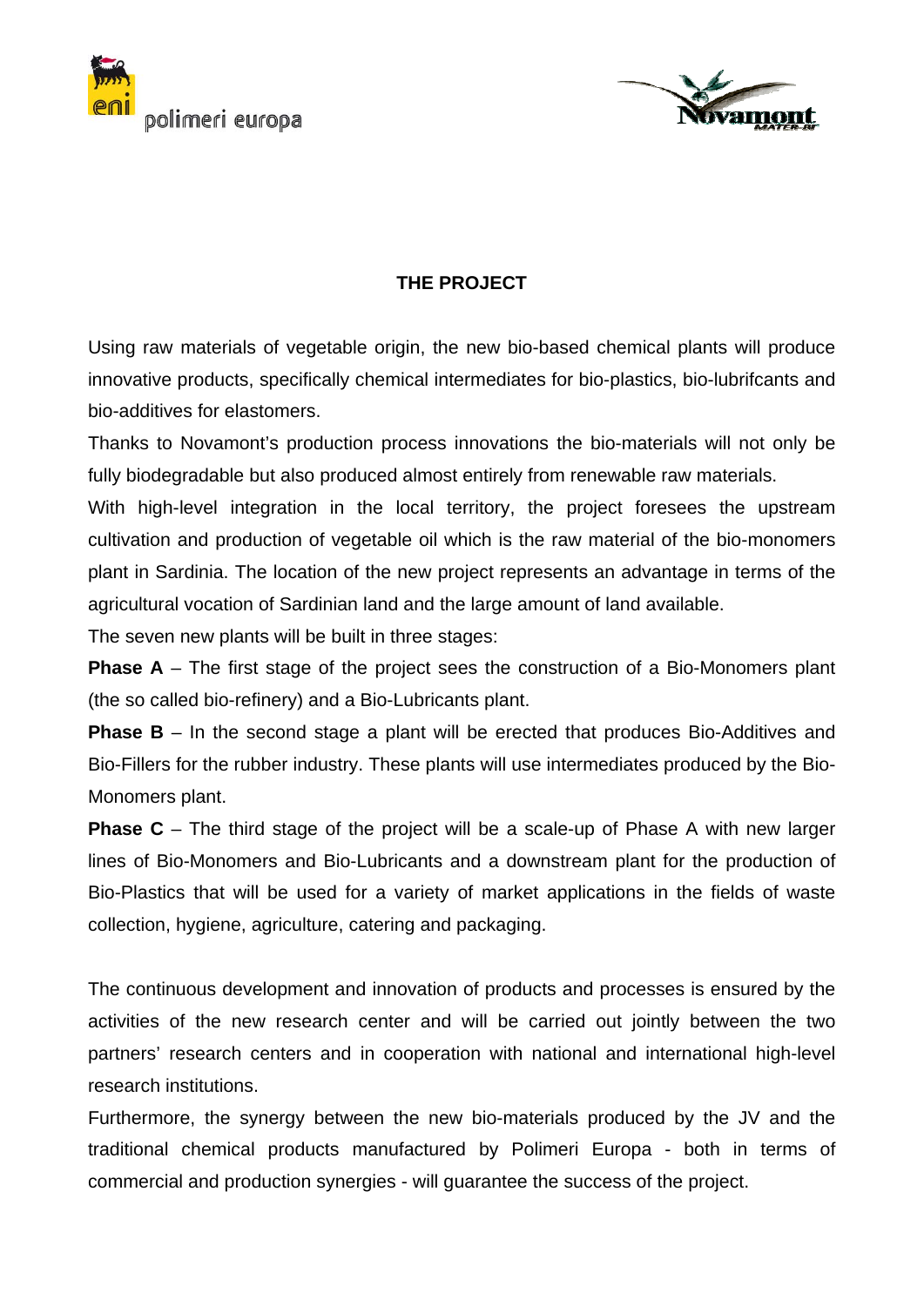## THE PROJECT

Using raw materials of vegetable origin, the new bio-based chemical plants will produce innovative products, specifically chemical intermediates for bio-plastics, bio-lubrifcants and bio-additives for elastomers.

Thanks to Novamont's production process innovations the bio-materials will not only be fully biodegradable but also produced almost entirely from renewable raw materials.

With high-level integration in the local territory, the project foresees the upstream cultivation and production of vegetable oil which is the raw material of the bio-monomers plant in Sardinia. The location of the new project represents an advantage in terms of the agricultural vocation of Sardinian land and the large amount of land available.

The seven new plants will be built in three stages:

**Phase A** – The first stage of the project sees the construction of a Bio-Monomers plant (the so called bio-refinery) and a Bio-Lubricants plant.

**Phase B** – In the second stage a plant will be erected that produces Bio-Additives and Bio-Fillers for the rubber industry. These plants will use intermediates produced by the Bio-Monomers plant.

**Phase C** – The third stage of the project will be a scale-up of Phase A with new larger lines of Bio-Monomers and Bio-Lubricants and a downstream plant for the production of Bio-Plastics that will be used for a variety of market applications in the fields of waste collection, hygiene, agriculture, catering and packaging.

The continuous development and innovation of products and processes is ensured by the activities of the new research center and will be carried out jointly between the two partners' research centers and in cooperation with national and international high-level research institutions.

Furthermore, the synergy between the new bio-materials produced by the JV and the traditional chemical products manufactured by Polimeri Europa - both in terms of commercial and production synergies - will guarantee the success of the project.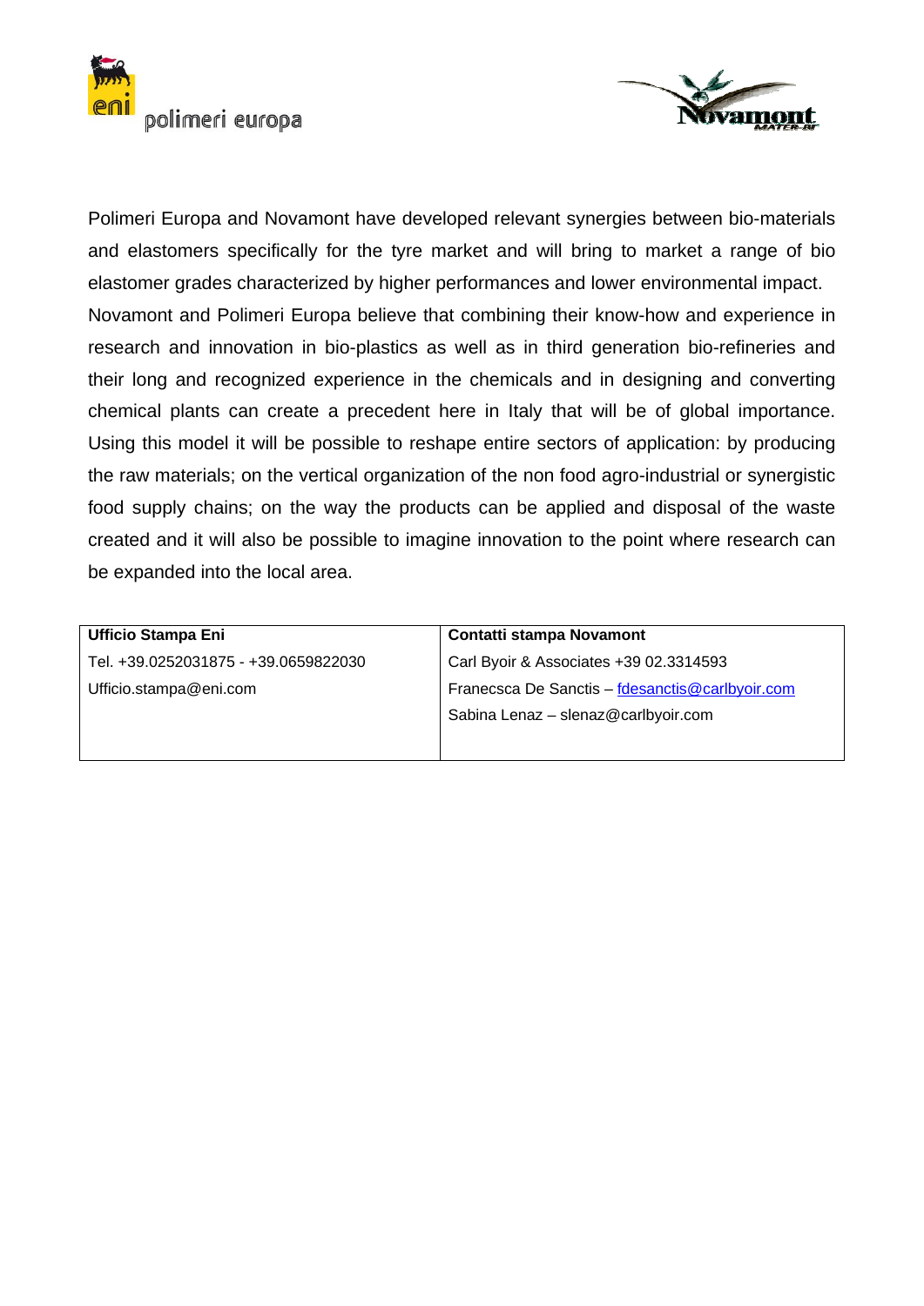Polimeri Europa and Novamont have developed relevant synergies between bio-materials and elastomers specifically for the tyre market and will bring to market a range of bio elastomer grades characterized by higher performances and lower environmental impact. Novamont and Polimeri Europa believe that combining their know-how and experience in research and innovation in bio-plastics as well as in third generation bio-refineries and their long and recognized experience in the chemicals and in designing and converting chemical plants can create a precedent here in Italy that will be of global importance. Using this model it will be possible to reshape entire sectors of application: by producing the raw materials; on the vertical organization of the non food agro-industrial or synergistic food supply chains; on the way the products can be applied and disposal of the waste created and it will also be possible to imagine innovation to the point where research can be expanded into the local area.

| **Ufficio Stampa Eni** | **Contatti stampa Novamont** |
|---|---|
| Tel. +39.0252031875 - +39.0659822030 | Carl Byoir & Associates +39 02.3314593 |
| Ufficio.stampa@eni.com | Franecsca De Sanctis – fdesanctis@carlbyoir.com |
| | Sabina Lenaz – slenaz@carlbyoir.com |